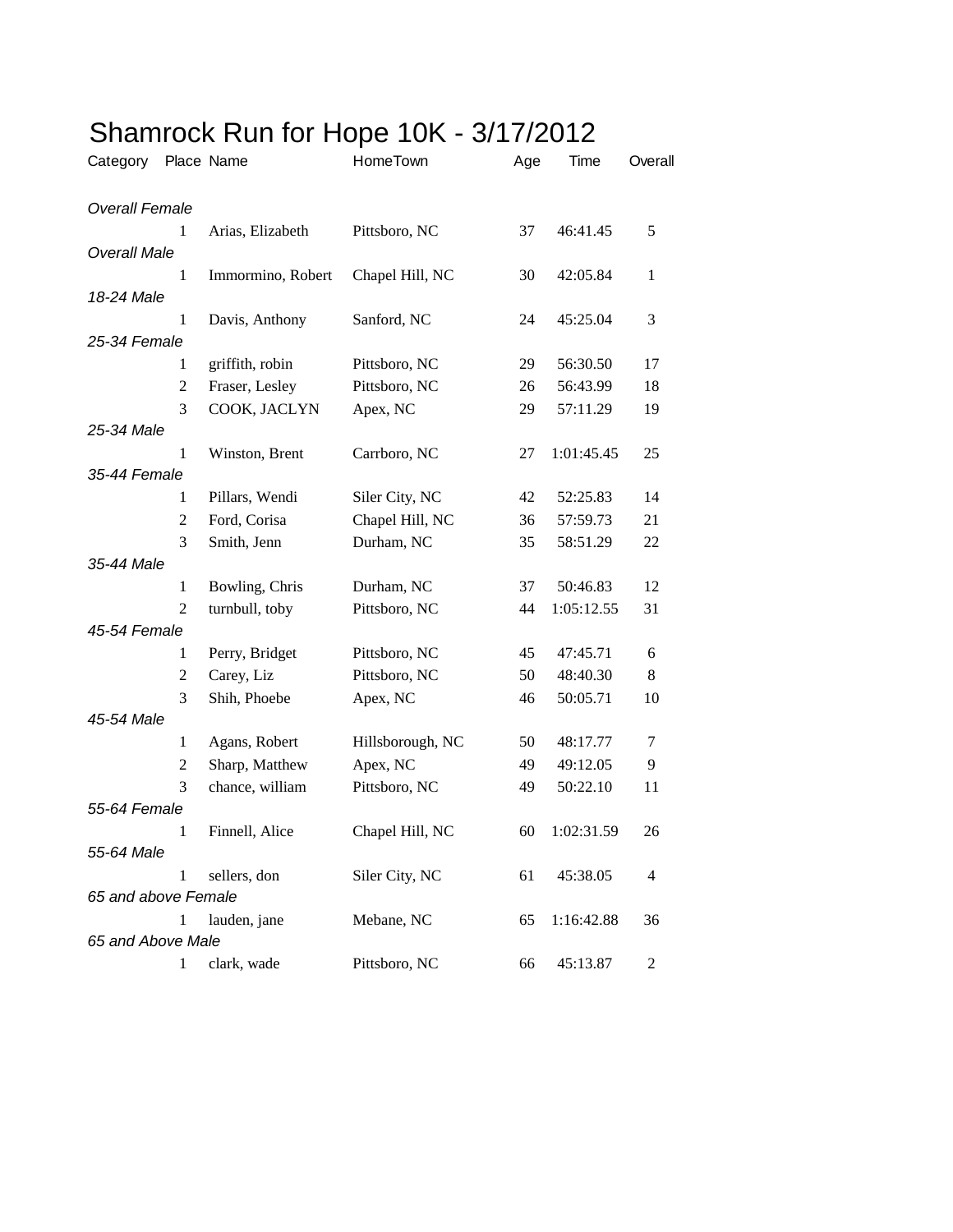# Shamrock Run for Hope 10K - 3/17/2012

| Category | Place | Name | HomeTown | Age | Time | Overall |
|---|---|---|---|---|---|---|
| *Overall Female* | | | | | | |
| | 1 | Arias, Elizabeth | Pittsboro, NC | 37 | 46:41.45 | 5 |
| *Overall Male* | | | | | | |
| | 1 | Immormino, Robert | Chapel Hill, NC | 30 | 42:05.84 | 1 |
| *18-24 Male* | | | | | | |
| | 1 | Davis, Anthony | Sanford, NC | 24 | 45:25.04 | 3 |
| *25-34 Female* | | | | | | |
| | 1 | griffith, robin | Pittsboro, NC | 29 | 56:30.50 | 17 |
| | 2 | Fraser, Lesley | Pittsboro, NC | 26 | 56:43.99 | 18 |
| | 3 | COOK, JACLYN | Apex, NC | 29 | 57:11.29 | 19 |
| *25-34 Male* | | | | | | |
| | 1 | Winston, Brent | Carrboro, NC | 27 | 1:01:45.45 | 25 |
| *35-44 Female* | | | | | | |
| | 1 | Pillars, Wendi | Siler City, NC | 42 | 52:25.83 | 14 |
| | 2 | Ford, Corisa | Chapel Hill, NC | 36 | 57:59.73 | 21 |
| | 3 | Smith, Jenn | Durham, NC | 35 | 58:51.29 | 22 |
| *35-44 Male* | | | | | | |
| | 1 | Bowling, Chris | Durham, NC | 37 | 50:46.83 | 12 |
| | 2 | turnbull, toby | Pittsboro, NC | 44 | 1:05:12.55 | 31 |
| *45-54 Female* | | | | | | |
| | 1 | Perry, Bridget | Pittsboro, NC | 45 | 47:45.71 | 6 |
| | 2 | Carey, Liz | Pittsboro, NC | 50 | 48:40.30 | 8 |
| | 3 | Shih, Phoebe | Apex, NC | 46 | 50:05.71 | 10 |
| *45-54 Male* | | | | | | |
| | 1 | Agans, Robert | Hillsborough, NC | 50 | 48:17.77 | 7 |
| | 2 | Sharp, Matthew | Apex, NC | 49 | 49:12.05 | 9 |
| | 3 | chance, william | Pittsboro, NC | 49 | 50:22.10 | 11 |
| *55-64 Female* | | | | | | |
| | 1 | Finnell, Alice | Chapel Hill, NC | 60 | 1:02:31.59 | 26 |
| *55-64 Male* | | | | | | |
| | 1 | sellers, don | Siler City, NC | 61 | 45:38.05 | 4 |
| *65 and above Female* | | | | | | |
| | 1 | lauden, jane | Mebane, NC | 65 | 1:16:42.88 | 36 |
| *65 and Above Male* | | | | | | |
| | 1 | clark, wade | Pittsboro, NC | 66 | 45:13.87 | 2 |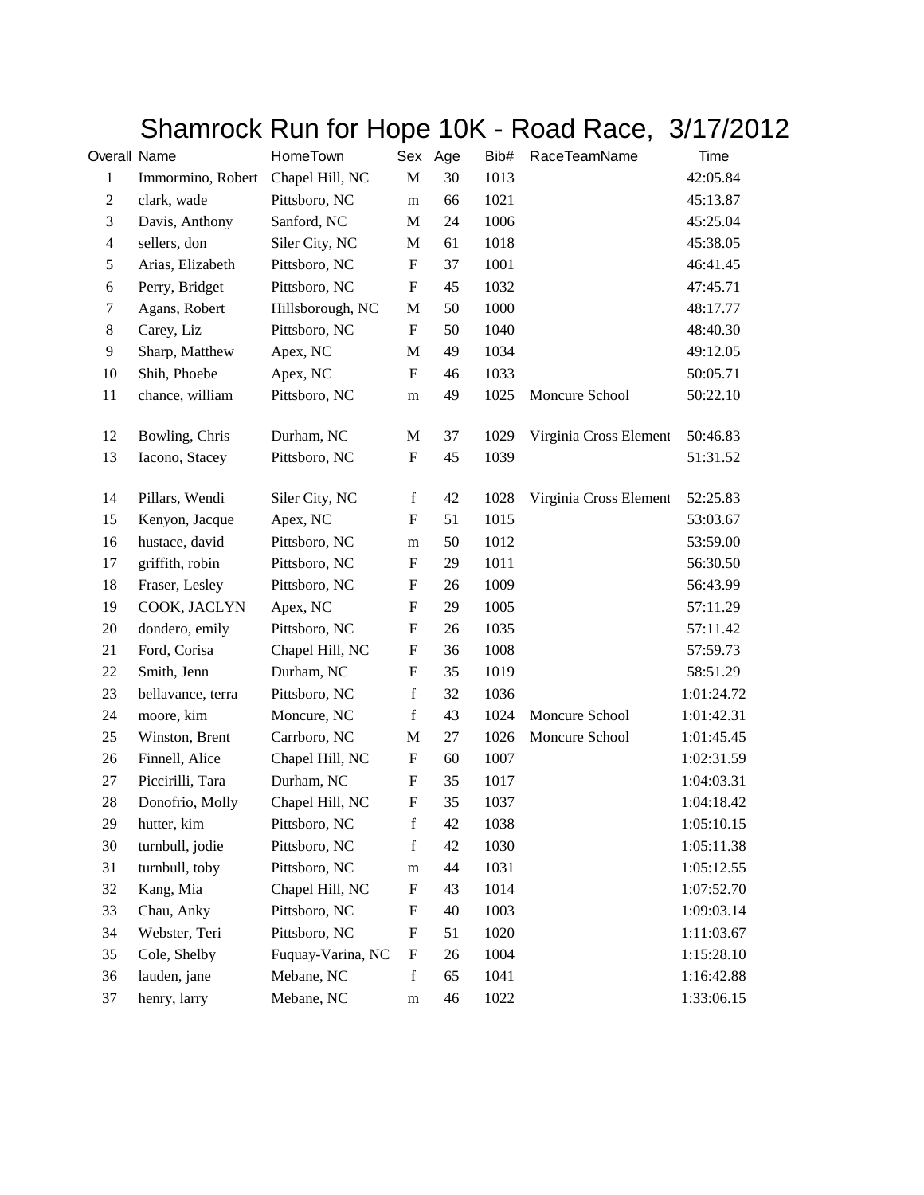# Shamrock Run for Hope 10K - Road Race, 3/17/2012

| Overall | Name | HomeTown | Sex | Age | Bib# | RaceTeamName | Time |
|---|---|---|---|---|---|---|---|
| 1 | Immormino, Robert | Chapel Hill, NC | M | 30 | 1013 | | 42:05.84 |
| 2 | clark, wade | Pittsboro, NC | m | 66 | 1021 | | 45:13.87 |
| 3 | Davis, Anthony | Sanford, NC | M | 24 | 1006 | | 45:25.04 |
| 4 | sellers, don | Siler City, NC | M | 61 | 1018 | | 45:38.05 |
| 5 | Arias, Elizabeth | Pittsboro, NC | F | 37 | 1001 | | 46:41.45 |
| 6 | Perry, Bridget | Pittsboro, NC | F | 45 | 1032 | | 47:45.71 |
| 7 | Agans, Robert | Hillsborough, NC | M | 50 | 1000 | | 48:17.77 |
| 8 | Carey, Liz | Pittsboro, NC | F | 50 | 1040 | | 48:40.30 |
| 9 | Sharp, Matthew | Apex, NC | M | 49 | 1034 | | 49:12.05 |
| 10 | Shih, Phoebe | Apex, NC | F | 46 | 1033 | | 50:05.71 |
| 11 | chance, william | Pittsboro, NC | m | 49 | 1025 | Moncure School | 50:22.10 |
| 12 | Bowling, Chris | Durham, NC | M | 37 | 1029 | Virginia Cross Element | 50:46.83 |
| 13 | Iacono, Stacey | Pittsboro, NC | F | 45 | 1039 | | 51:31.52 |
| 14 | Pillars, Wendi | Siler City, NC | f | 42 | 1028 | Virginia Cross Element | 52:25.83 |
| 15 | Kenyon, Jacque | Apex, NC | F | 51 | 1015 | | 53:03.67 |
| 16 | hustace, david | Pittsboro, NC | m | 50 | 1012 | | 53:59.00 |
| 17 | griffith, robin | Pittsboro, NC | F | 29 | 1011 | | 56:30.50 |
| 18 | Fraser, Lesley | Pittsboro, NC | F | 26 | 1009 | | 56:43.99 |
| 19 | COOK, JACLYN | Apex, NC | F | 29 | 1005 | | 57:11.29 |
| 20 | dondero, emily | Pittsboro, NC | F | 26 | 1035 | | 57:11.42 |
| 21 | Ford, Corisa | Chapel Hill, NC | F | 36 | 1008 | | 57:59.73 |
| 22 | Smith, Jenn | Durham, NC | F | 35 | 1019 | | 58:51.29 |
| 23 | bellavance, terra | Pittsboro, NC | f | 32 | 1036 | | 1:01:24.72 |
| 24 | moore, kim | Moncure, NC | f | 43 | 1024 | Moncure School | 1:01:42.31 |
| 25 | Winston, Brent | Carrboro, NC | M | 27 | 1026 | Moncure School | 1:01:45.45 |
| 26 | Finnell, Alice | Chapel Hill, NC | F | 60 | 1007 | | 1:02:31.59 |
| 27 | Piccirilli, Tara | Durham, NC | F | 35 | 1017 | | 1:04:03.31 |
| 28 | Donofrio, Molly | Chapel Hill, NC | F | 35 | 1037 | | 1:04:18.42 |
| 29 | hutter, kim | Pittsboro, NC | f | 42 | 1038 | | 1:05:10.15 |
| 30 | turnbull, jodie | Pittsboro, NC | f | 42 | 1030 | | 1:05:11.38 |
| 31 | turnbull, toby | Pittsboro, NC | m | 44 | 1031 | | 1:05:12.55 |
| 32 | Kang, Mia | Chapel Hill, NC | F | 43 | 1014 | | 1:07:52.70 |
| 33 | Chau, Anky | Pittsboro, NC | F | 40 | 1003 | | 1:09:03.14 |
| 34 | Webster, Teri | Pittsboro, NC | F | 51 | 1020 | | 1:11:03.67 |
| 35 | Cole, Shelby | Fuquay-Varina, NC | F | 26 | 1004 | | 1:15:28.10 |
| 36 | lauden, jane | Mebane, NC | f | 65 | 1041 | | 1:16:42.88 |
| 37 | henry, larry | Mebane, NC | m | 46 | 1022 | | 1:33:06.15 |